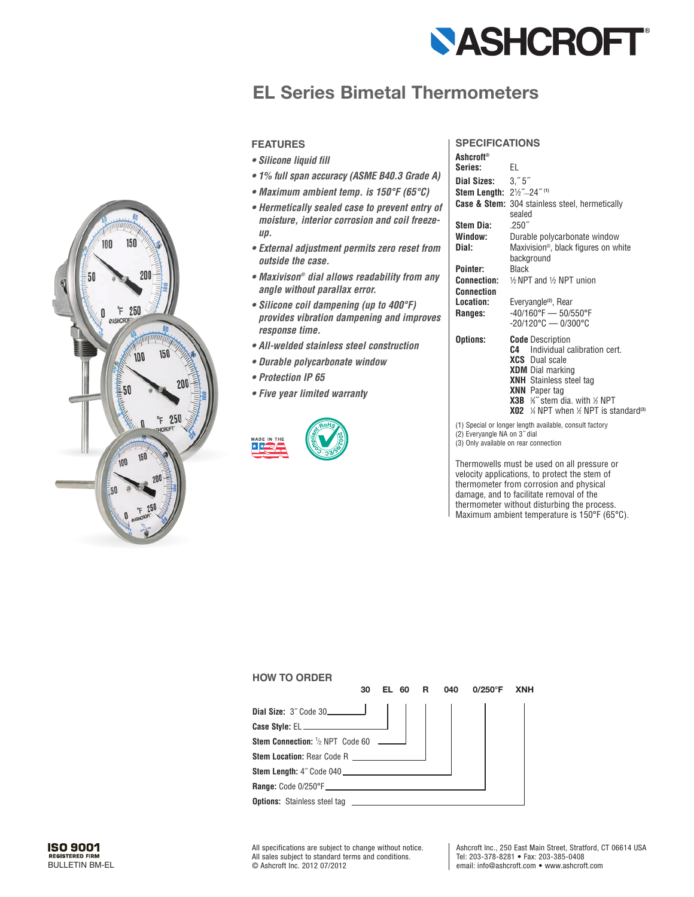# ASHCROFT®

# EL Series Bimetal Thermometers

## FEATURES

- ***Silicone liquid fill***
- ***1% full span accuracy (ASME B40.3 Grade A)***
- ***Maximum ambient temp. is 150°F (65°C)***
- ***Hermetically sealed case to prevent entry of moisture, interior corrosion and coil freeze-up.***
- ***External adjustment permits zero reset from outside the case.***
- ***Maxivison® dial allows readability from any angle without parallax error.***
- ***Silicone coil dampening (up to 400°F) provides vibration dampening and improves response time.***
- ***All-welded stainless steel construction***
- ***Durable polycarbonate window***
- ***Protection IP 65***
- ***Five year limited warranty***

MADE IN THE USA

RoHS Compliant 2002/95/EC

## SPECIFICATIONS

| | |
|---|---|
| **Ashcroft® Series:** | EL |
| **Dial Sizes:** | 3,″ 5″ |
| **Stem Length:** | 2½″–24″ [(1)] |
| **Case & Stem:** | 304 stainless steel, hermetically sealed |
| **Stem Dia:** | .250″ |
| **Window:** | Durable polycarbonate window |
| **Dial:** | Maxivision®, black figures on white background |
| **Pointer:** | Black |
| **Connection:** | ½ NPT and ½ NPT union |
| **Connection Location:** | Everyangle[(2)], Rear |
| **Ranges:** | -40/160°F — 50/550°F<br>-20/120°C — 0/300°C |

**Options:**

| Code | Description |
|---|---|
| **C4** | Individual calibration cert. |
| **XCS** | Dual scale |
| **XDM** | Dial marking |
| **XNH** | Stainless steel tag |
| **XNN** | Paper tag |
| **X3B** | ⅜″ stem dia. with ½ NPT |
| **X02** | ¼ NPT when ½ NPT is standard[(3)] |

(1) Special or longer length available, consult factory
(2) Everyangle NA on 3″ dial
(3) Only available on rear connection

Thermowells must be used on all pressure or velocity applications, to protect the stem of thermometer from corrosion and physical damage, and to facilitate removal of the thermometer without disturbing the process. Maximum ambient temperature is 150°F (65°C).

## HOW TO ORDER

**30 EL 60 R 040 0/250°F XNH**

| Field | Example | Code |
|---|---|---|
| **Dial Size:** | 3″ | 30 |
| **Case Style:** | EL | EL |
| **Stem Connection:** | ½ NPT | 60 |
| **Stem Location:** | Rear | R |
| **Stem Length:** | 4″ | 040 |
| **Range:** | | 0/250°F |
| **Options:** | Stainless steel tag | XNH |

ISO 9001 REGISTERED FIRM
BULLETIN BM-EL

All specifications are subject to change without notice.
All sales subject to standard terms and conditions.
© Ashcroft Inc. 2012 07/2012

Ashcroft Inc., 250 East Main Street, Stratford, CT 06614 USA
Tel: 203-378-8281 • Fax: 203-385-0408
email: info@ashcroft.com • www.ashcroft.com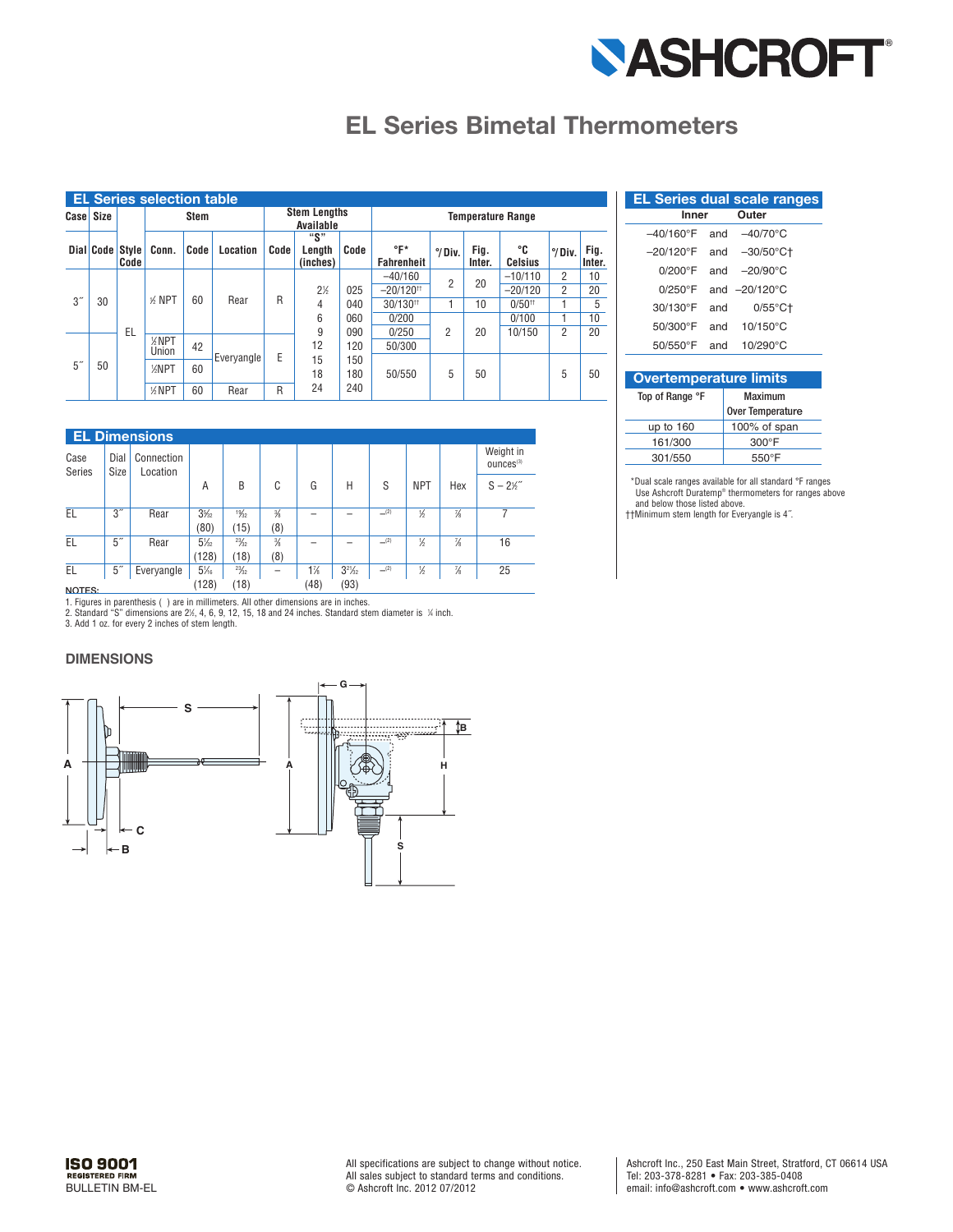# EL Series Bimetal Thermometers

## EL Series selection table

| Case | Size | | Stem | | | Stem Lengths "S" Available | | Temperature Range | | | | | |
|---|---|---|---|---|---|---|---|---|---|---|---|---|---|
| Dial | Code | Style Code | Conn. | Code | Location | Code | Length (inches) | Code | °F* Fahrenheit | °/Div. | Fig. Inter. | °C Celsius | °/Div. | Fig. Inter. |
| 3˝ | 30 | EL | ¼ NPT | 60 | Rear | R | 2½ | 025 | –40/160 | 2 | 20 | –10/110 | 2 | 10 |
| | | | | | | | 4 | 040 | –20/120†† | | | –20/120 | 2 | 20 |
| | | | | | | | 6 | 060 | 30/130†† | 1 | 10 | 0/50†† | 1 | 5 |
| | | | | | | | 9 | 090 | 0/200 | 2 | 20 | 0/100 | 1 | 10 |
| 5˝ | 50 | | ½ NPT Union | 42 | Everyangle | E | 12 | 120 | 0/250 | | | 10/150 | 2 | 20 |
| | | | ½NPT | 60 | | | 15 | 150 | 50/300 | | | | | |
| | | | ½NPT | 60 | Rear | R | 18 | 180 | 50/550 | 5 | 50 | | 5 | 50 |
| | | | | | | | 24 | 240 | | | | | | |

## EL Series dual scale ranges

| Inner | | Outer |
|---|---|---|
| –40/160°F | and | –40/70°C |
| –20/120°F | and | –30/50°C† |
| 0/200°F | and | –20/90°C |
| 0/250°F | and | –20/120°C |
| 30/130°F | and | 0/55°C† |
| 50/300°F | and | 10/150°C |
| 50/550°F | and | 10/290°C |

## Overtemperature limits

| Top of Range °F | Maximum Over Temperature |
|---|---|
| up to 160 | 100% of span |
| 161/300 | 300°F |
| 301/550 | 550°F |

*Dual scale ranges available for all standard °F ranges Use Ashcroft Duratemp® thermometers for ranges above and below those listed above.
††Minimum stem length for Everyangle is 4˝.

## EL Dimensions

| Case Series | Dial Size | Connection Location | A | B | C | G | H | S | NPT | Hex | Weight in ounces[3] S – 2½˝ |
|---|---|---|---|---|---|---|---|---|---|---|---|
| EL | 3˝ | Rear | 3⅕⁄₃₂ (80) | ¹⁹⁄₃₂ (15) | ⅜ (8) | – | – | –[2] | ½ | ⅞ | 7 |
| EL | 5˝ | Rear | 5¹⁄₃₂ (128) | ²³⁄₃₂ (18) | ⅜ (8) | – | – | –[2] | ½ | ⅞ | 16 |
| EL | 5˝ | Everyangle | 5¹⁄₁₆ (128) | ²³⁄₃₂ (18) | – | 1⅞ (48) | 3²¹⁄₃₂ (93) | –[2] | ½ | ⅞ | 25 |

NOTES:
1. Figures in parenthesis ( ) are in millimeters. All other dimensions are in inches.
2. Standard "S" dimensions are 2½, 4, 6, 9, 12, 15, 18 and 24 inches. Standard stem diameter is ¼ inch.
3. Add 1 oz. for every 2 inches of stem length.

### DIMENSIONS

S
A
C
B

G
B
A
H
S

ISO 9001 REGISTERED FIRM
BULLETIN BM-EL

All specifications are subject to change without notice.
All sales subject to standard terms and conditions.
© Ashcroft Inc. 2012 07/2012

Ashcroft Inc., 250 East Main Street, Stratford, CT 06614 USA
Tel: 203-378-8281 • Fax: 203-385-0408
email: info@ashcroft.com • www.ashcroft.com